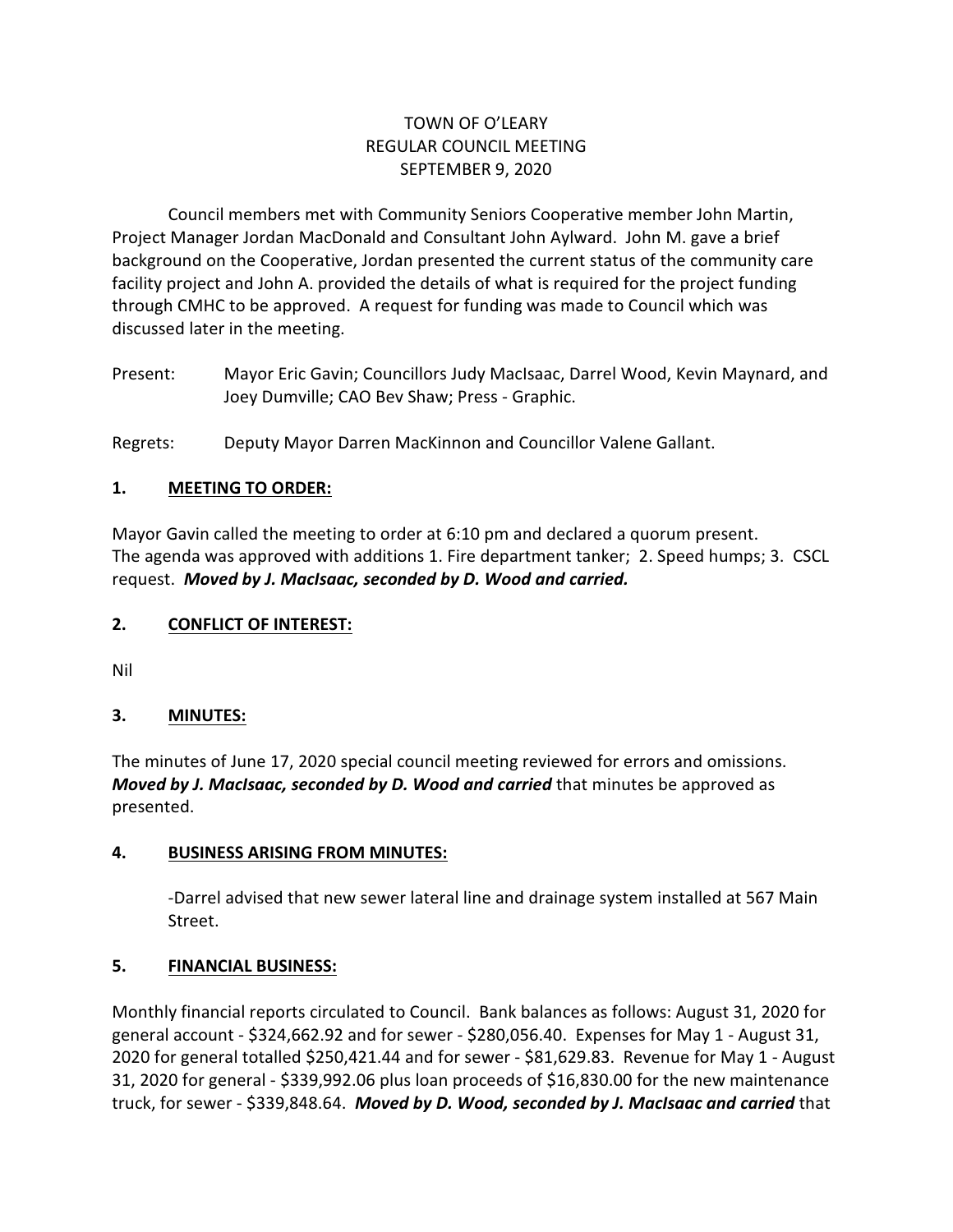# TOWN OF O'LEARY
## REGULAR COUNCIL MEETING
## SEPTEMBER 9, 2020

Council members met with Community Seniors Cooperative member John Martin, Project Manager Jordan MacDonald and Consultant John Aylward. John M. gave a brief background on the Cooperative, Jordan presented the current status of the community care facility project and John A. provided the details of what is required for the project funding through CMHC to be approved. A request for funding was made to Council which was discussed later in the meeting.

Present: Mayor Eric Gavin; Councillors Judy MacIsaac, Darrel Wood, Kevin Maynard, and Joey Dumville; CAO Bev Shaw; Press - Graphic.

Regrets: Deputy Mayor Darren MacKinnon and Councillor Valene Gallant.

### 1. MEETING TO ORDER:

Mayor Gavin called the meeting to order at 6:10 pm and declared a quorum present. The agenda was approved with additions 1. Fire department tanker; 2. Speed humps; 3. CSCL request. ***Moved by J. MacIsaac, seconded by D. Wood and carried.***

### 2. CONFLICT OF INTEREST:

Nil

### 3. MINUTES:

The minutes of June 17, 2020 special council meeting reviewed for errors and omissions. ***Moved by J. MacIsaac, seconded by D. Wood and carried*** that minutes be approved as presented.

### 4. BUSINESS ARISING FROM MINUTES:

-Darrel advised that new sewer lateral line and drainage system installed at 567 Main Street.

### 5. FINANCIAL BUSINESS:

Monthly financial reports circulated to Council. Bank balances as follows: August 31, 2020 for general account - $324,662.92 and for sewer - $280,056.40. Expenses for May 1 - August 31, 2020 for general totalled $250,421.44 and for sewer - $81,629.83. Revenue for May 1 - August 31, 2020 for general - $339,992.06 plus loan proceeds of $16,830.00 for the new maintenance truck, for sewer - $339,848.64. ***Moved by D. Wood, seconded by J. MacIsaac and carried*** that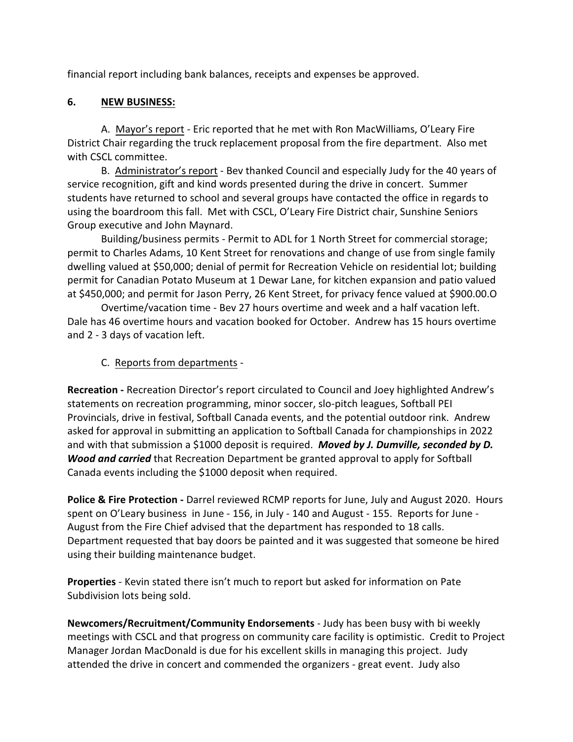financial report including bank balances, receipts and expenses be approved.

**6. NEW BUSINESS:**

A. Mayor's report - Eric reported that he met with Ron MacWilliams, O'Leary Fire District Chair regarding the truck replacement proposal from the fire department. Also met with CSCL committee.

B. Administrator's report - Bev thanked Council and especially Judy for the 40 years of service recognition, gift and kind words presented during the drive in concert. Summer students have returned to school and several groups have contacted the office in regards to using the boardroom this fall. Met with CSCL, O'Leary Fire District chair, Sunshine Seniors Group executive and John Maynard.

Building/business permits - Permit to ADL for 1 North Street for commercial storage; permit to Charles Adams, 10 Kent Street for renovations and change of use from single family dwelling valued at $50,000; denial of permit for Recreation Vehicle on residential lot; building permit for Canadian Potato Museum at 1 Dewar Lane, for kitchen expansion and patio valued at $450,000; and permit for Jason Perry, 26 Kent Street, for privacy fence valued at $900.00.O

Overtime/vacation time - Bev 27 hours overtime and week and a half vacation left. Dale has 46 overtime hours and vacation booked for October. Andrew has 15 hours overtime and 2 - 3 days of vacation left.

C. Reports from departments -

**Recreation -** Recreation Director's report circulated to Council and Joey highlighted Andrew's statements on recreation programming, minor soccer, slo-pitch leagues, Softball PEI Provincials, drive in festival, Softball Canada events, and the potential outdoor rink. Andrew asked for approval in submitting an application to Softball Canada for championships in 2022 and with that submission a $1000 deposit is required. ***Moved by J. Dumville, seconded by D. Wood and carried*** that Recreation Department be granted approval to apply for Softball Canada events including the $1000 deposit when required.

**Police & Fire Protection -** Darrel reviewed RCMP reports for June, July and August 2020. Hours spent on O'Leary business in June - 156, in July - 140 and August - 155. Reports for June - August from the Fire Chief advised that the department has responded to 18 calls. Department requested that bay doors be painted and it was suggested that someone be hired using their building maintenance budget.

**Properties** - Kevin stated there isn't much to report but asked for information on Pate Subdivision lots being sold.

**Newcomers/Recruitment/Community Endorsements** - Judy has been busy with bi weekly meetings with CSCL and that progress on community care facility is optimistic. Credit to Project Manager Jordan MacDonald is due for his excellent skills in managing this project. Judy attended the drive in concert and commended the organizers - great event. Judy also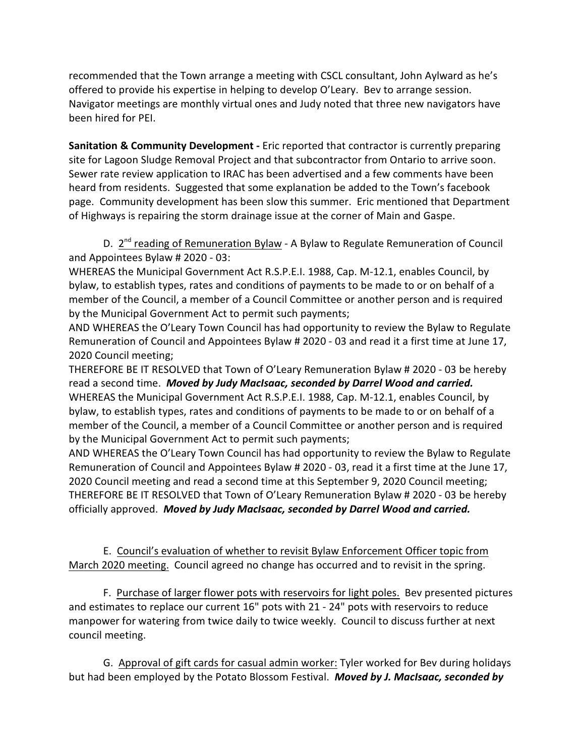recommended that the Town arrange a meeting with CSCL consultant, John Aylward as he's offered to provide his expertise in helping to develop O'Leary. Bev to arrange session. Navigator meetings are monthly virtual ones and Judy noted that three new navigators have been hired for PEI.

**Sanitation & Community Development -** Eric reported that contractor is currently preparing site for Lagoon Sludge Removal Project and that subcontractor from Ontario to arrive soon. Sewer rate review application to IRAC has been advertised and a few comments have been heard from residents. Suggested that some explanation be added to the Town's facebook page. Community development has been slow this summer. Eric mentioned that Department of Highways is repairing the storm drainage issue at the corner of Main and Gaspe.

D. <u>2nd reading of Remuneration Bylaw</u> - A Bylaw to Regulate Remuneration of Council and Appointees Bylaw # 2020 - 03:

WHEREAS the Municipal Government Act R.S.P.E.I. 1988, Cap. M-12.1, enables Council, by bylaw, to establish types, rates and conditions of payments to be made to or on behalf of a member of the Council, a member of a Council Committee or another person and is required by the Municipal Government Act to permit such payments;

AND WHEREAS the O'Leary Town Council has had opportunity to review the Bylaw to Regulate Remuneration of Council and Appointees Bylaw # 2020 - 03 and read it a first time at June 17, 2020 Council meeting;

THEREFORE BE IT RESOLVED that Town of O'Leary Remuneration Bylaw # 2020 - 03 be hereby read a second time. ***Moved by Judy MacIsaac, seconded by Darrel Wood and carried.***

WHEREAS the Municipal Government Act R.S.P.E.I. 1988, Cap. M-12.1, enables Council, by bylaw, to establish types, rates and conditions of payments to be made to or on behalf of a member of the Council, a member of a Council Committee or another person and is required by the Municipal Government Act to permit such payments;

AND WHEREAS the O'Leary Town Council has had opportunity to review the Bylaw to Regulate Remuneration of Council and Appointees Bylaw # 2020 - 03, read it a first time at the June 17, 2020 Council meeting and read a second time at this September 9, 2020 Council meeting;

THEREFORE BE IT RESOLVED that Town of O'Leary Remuneration Bylaw # 2020 - 03 be hereby officially approved. ***Moved by Judy MacIsaac, seconded by Darrel Wood and carried.***

E. <u>Council's evaluation of whether to revisit Bylaw Enforcement Officer topic from March 2020 meeting.</u> Council agreed no change has occurred and to revisit in the spring.

F. <u>Purchase of larger flower pots with reservoirs for light poles.</u> Bev presented pictures and estimates to replace our current 16" pots with 21 - 24" pots with reservoirs to reduce manpower for watering from twice daily to twice weekly. Council to discuss further at next council meeting.

G. <u>Approval of gift cards for casual admin worker:</u> Tyler worked for Bev during holidays but had been employed by the Potato Blossom Festival. ***Moved by J. MacIsaac, seconded by***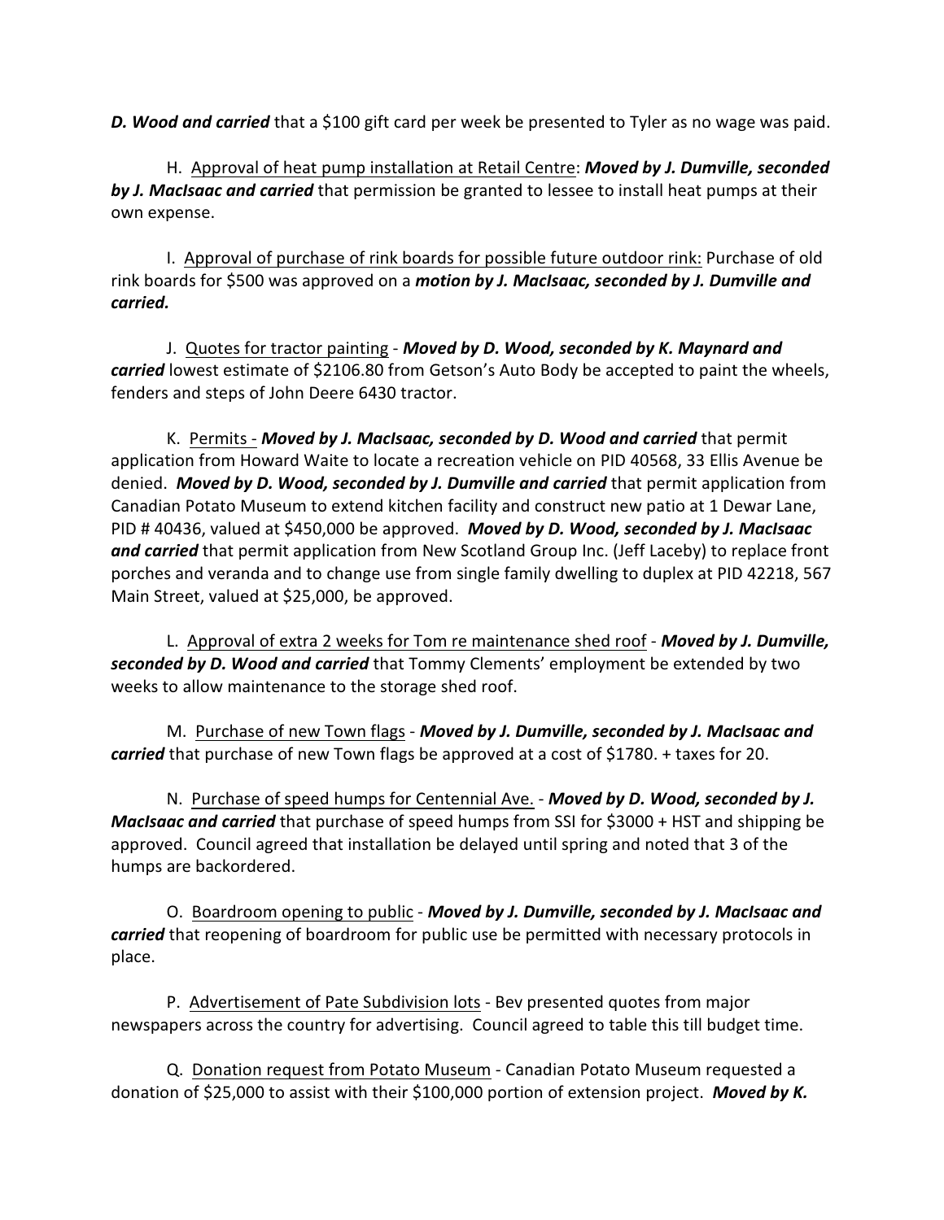***D. Wood and carried*** that a $100 gift card per week be presented to Tyler as no wage was paid.

H. Approval of heat pump installation at Retail Centre: ***Moved by J. Dumville, seconded by J. MacIsaac and carried*** that permission be granted to lessee to install heat pumps at their own expense.

I. Approval of purchase of rink boards for possible future outdoor rink: Purchase of old rink boards for $500 was approved on a ***motion by J. MacIsaac, seconded by J. Dumville and carried.***

J. Quotes for tractor painting - ***Moved by D. Wood, seconded by K. Maynard and carried*** lowest estimate of $2106.80 from Getson's Auto Body be accepted to paint the wheels, fenders and steps of John Deere 6430 tractor.

K. Permits - ***Moved by J. MacIsaac, seconded by D. Wood and carried*** that permit application from Howard Waite to locate a recreation vehicle on PID 40568, 33 Ellis Avenue be denied. ***Moved by D. Wood, seconded by J. Dumville and carried*** that permit application from Canadian Potato Museum to extend kitchen facility and construct new patio at 1 Dewar Lane, PID # 40436, valued at $450,000 be approved. ***Moved by D. Wood, seconded by J. MacIsaac and carried*** that permit application from New Scotland Group Inc. (Jeff Laceby) to replace front porches and veranda and to change use from single family dwelling to duplex at PID 42218, 567 Main Street, valued at $25,000, be approved.

L. Approval of extra 2 weeks for Tom re maintenance shed roof - ***Moved by J. Dumville, seconded by D. Wood and carried*** that Tommy Clements' employment be extended by two weeks to allow maintenance to the storage shed roof.

M. Purchase of new Town flags - ***Moved by J. Dumville, seconded by J. MacIsaac and carried*** that purchase of new Town flags be approved at a cost of $1780. + taxes for 20.

N. Purchase of speed humps for Centennial Ave. - ***Moved by D. Wood, seconded by J. MacIsaac and carried*** that purchase of speed humps from SSI for $3000 + HST and shipping be approved. Council agreed that installation be delayed until spring and noted that 3 of the humps are backordered.

O. Boardroom opening to public - ***Moved by J. Dumville, seconded by J. MacIsaac and carried*** that reopening of boardroom for public use be permitted with necessary protocols in place.

P. Advertisement of Pate Subdivision lots - Bev presented quotes from major newspapers across the country for advertising. Council agreed to table this till budget time.

Q. Donation request from Potato Museum - Canadian Potato Museum requested a donation of $25,000 to assist with their $100,000 portion of extension project. ***Moved by K.***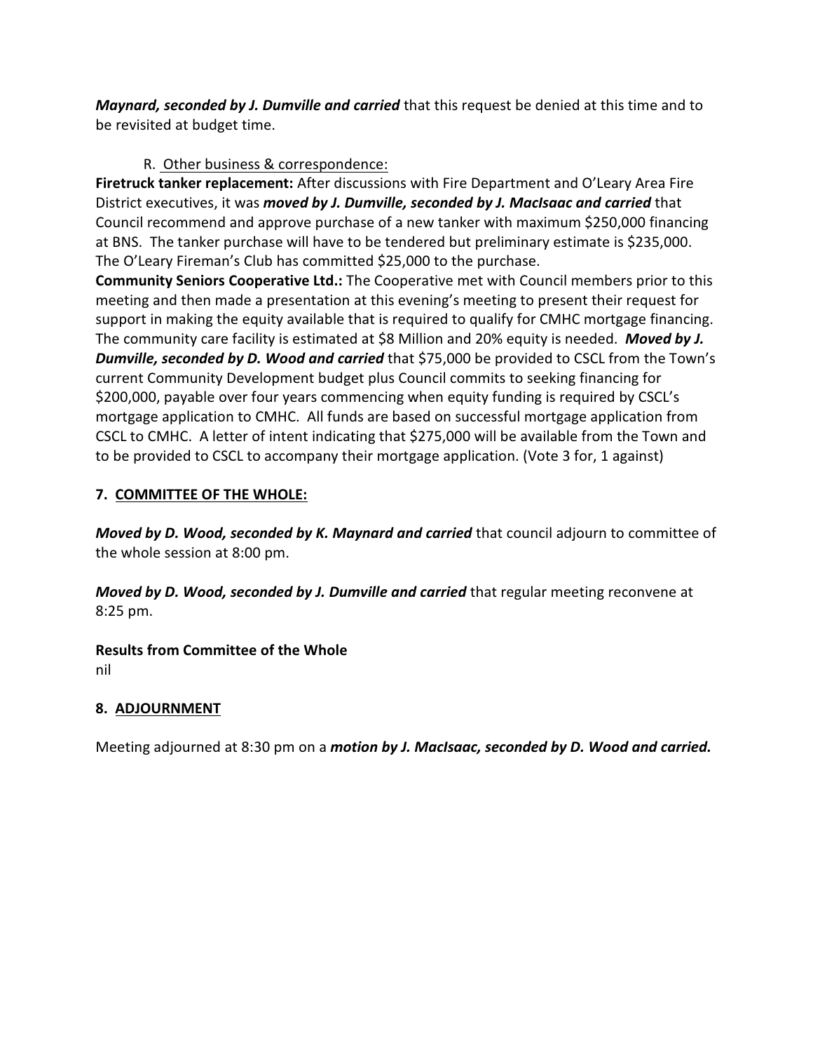***Maynard, seconded by J. Dumville and carried*** that this request be denied at this time and to be revisited at budget time.

R. Other business & correspondence:

**Firetruck tanker replacement:** After discussions with Fire Department and O'Leary Area Fire District executives, it was ***moved by J. Dumville, seconded by J. MacIsaac and carried*** that Council recommend and approve purchase of a new tanker with maximum $250,000 financing at BNS. The tanker purchase will have to be tendered but preliminary estimate is $235,000. The O'Leary Fireman's Club has committed $25,000 to the purchase.

**Community Seniors Cooperative Ltd.:** The Cooperative met with Council members prior to this meeting and then made a presentation at this evening's meeting to present their request for support in making the equity available that is required to qualify for CMHC mortgage financing. The community care facility is estimated at $8 Million and 20% equity is needed. ***Moved by J. Dumville, seconded by D. Wood and carried*** that $75,000 be provided to CSCL from the Town's current Community Development budget plus Council commits to seeking financing for $200,000, payable over four years commencing when equity funding is required by CSCL's mortgage application to CMHC. All funds are based on successful mortgage application from CSCL to CMHC. A letter of intent indicating that $275,000 will be available from the Town and to be provided to CSCL to accompany their mortgage application. (Vote 3 for, 1 against)

## 7. COMMITTEE OF THE WHOLE:

***Moved by D. Wood, seconded by K. Maynard and carried*** that council adjourn to committee of the whole session at 8:00 pm.

***Moved by D. Wood, seconded by J. Dumville and carried*** that regular meeting reconvene at 8:25 pm.

**Results from Committee of the Whole**
nil

## 8. ADJOURNMENT

Meeting adjourned at 8:30 pm on a ***motion by J. MacIsaac, seconded by D. Wood and carried.***